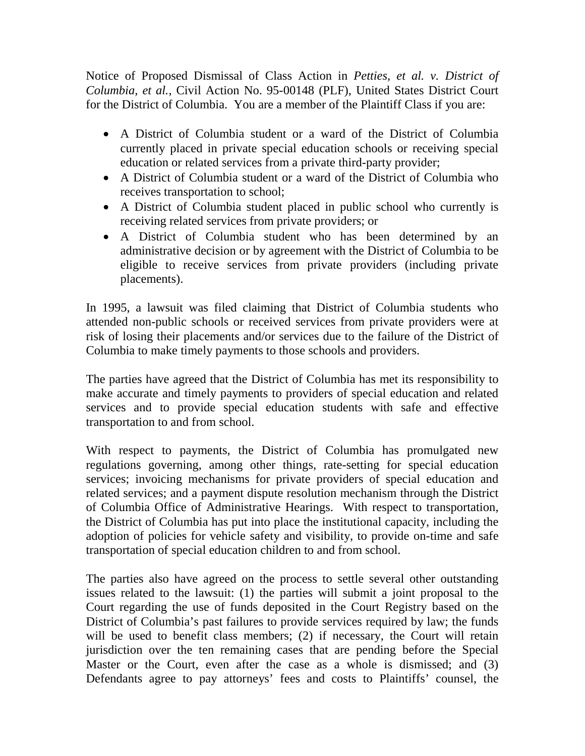Notice of Proposed Dismissal of Class Action in *Petties, et al. v. District of Columbia, et al.*, Civil Action No. 95-00148 (PLF), United States District Court for the District of Columbia. You are a member of the Plaintiff Class if you are:

- A District of Columbia student or a ward of the District of Columbia currently placed in private special education schools or receiving special education or related services from a private third-party provider;
- A District of Columbia student or a ward of the District of Columbia who receives transportation to school;
- A District of Columbia student placed in public school who currently is receiving related services from private providers; or
- A District of Columbia student who has been determined by an administrative decision or by agreement with the District of Columbia to be eligible to receive services from private providers (including private placements).

In 1995, a lawsuit was filed claiming that District of Columbia students who attended non-public schools or received services from private providers were at risk of losing their placements and/or services due to the failure of the District of Columbia to make timely payments to those schools and providers.

The parties have agreed that the District of Columbia has met its responsibility to make accurate and timely payments to providers of special education and related services and to provide special education students with safe and effective transportation to and from school.

With respect to payments, the District of Columbia has promulgated new regulations governing, among other things, rate-setting for special education services; invoicing mechanisms for private providers of special education and related services; and a payment dispute resolution mechanism through the District of Columbia Office of Administrative Hearings. With respect to transportation, the District of Columbia has put into place the institutional capacity, including the adoption of policies for vehicle safety and visibility, to provide on-time and safe transportation of special education children to and from school.

The parties also have agreed on the process to settle several other outstanding issues related to the lawsuit: (1) the parties will submit a joint proposal to the Court regarding the use of funds deposited in the Court Registry based on the District of Columbia's past failures to provide services required by law; the funds will be used to benefit class members; (2) if necessary, the Court will retain jurisdiction over the ten remaining cases that are pending before the Special Master or the Court, even after the case as a whole is dismissed; and (3) Defendants agree to pay attorneys' fees and costs to Plaintiffs' counsel, the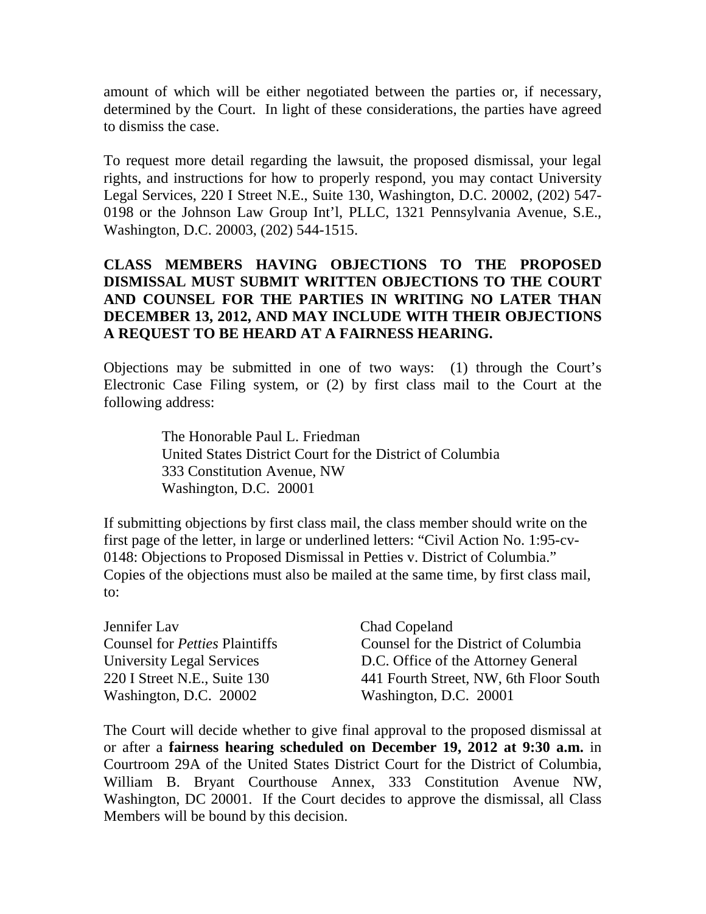amount of which will be either negotiated between the parties or, if necessary, determined by the Court. In light of these considerations, the parties have agreed to dismiss the case.

To request more detail regarding the lawsuit, the proposed dismissal, your legal rights, and instructions for how to properly respond, you may contact University Legal Services, 220 I Street N.E., Suite 130, Washington, D.C. 20002, (202) 547-0198 or the Johnson Law Group Int'l, PLLC, 1321 Pennsylvania Avenue, S.E., Washington, D.C. 20003, (202) 544-1515.

**CLASS MEMBERS HAVING OBJECTIONS TO THE PROPOSED DISMISSAL MUST SUBMIT WRITTEN OBJECTIONS TO THE COURT AND COUNSEL FOR THE PARTIES IN WRITING NO LATER THAN DECEMBER 13, 2012, AND MAY INCLUDE WITH THEIR OBJECTIONS A REQUEST TO BE HEARD AT A FAIRNESS HEARING.**

Objections may be submitted in one of two ways: (1) through the Court's Electronic Case Filing system, or (2) by first class mail to the Court at the following address:

> The Honorable Paul L. Friedman
> United States District Court for the District of Columbia
> 333 Constitution Avenue, NW
> Washington, D.C. 20001

If submitting objections by first class mail, the class member should write on the first page of the letter, in large or underlined letters: "Civil Action No. 1:95-cv-0148: Objections to Proposed Dismissal in Petties v. District of Columbia." Copies of the objections must also be mailed at the same time, by first class mail, to:

| | |
|---|---|
| Jennifer Lav | Chad Copeland |
| Counsel for *Petties* Plaintiffs | Counsel for the District of Columbia |
| University Legal Services | D.C. Office of the Attorney General |
| 220 I Street N.E., Suite 130 | 441 Fourth Street, NW, 6th Floor South |
| Washington, D.C. 20002 | Washington, D.C. 20001 |

The Court will decide whether to give final approval to the proposed dismissal at or after a **fairness hearing scheduled on December 19, 2012 at 9:30 a.m.** in Courtroom 29A of the United States District Court for the District of Columbia, William B. Bryant Courthouse Annex, 333 Constitution Avenue NW, Washington, DC 20001. If the Court decides to approve the dismissal, all Class Members will be bound by this decision.